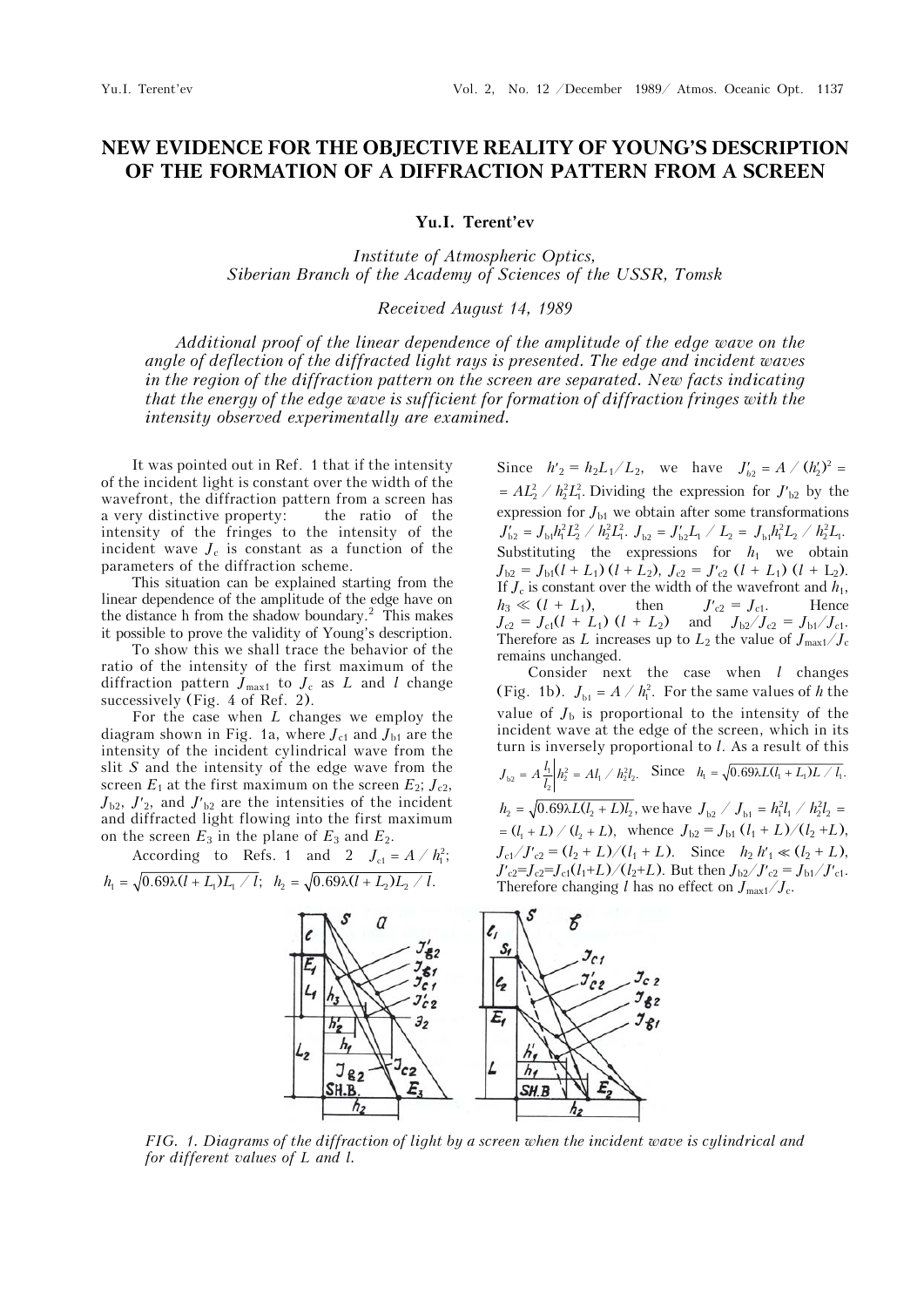# NEW EVIDENCE FOR THE OBJECTIVE REALITY OF YOUNG'S DESCRIPTION OF THE FORMATION OF A DIFFRACTION PATTERN FROM A SCREEN

**Yu.I. Terent'ev**

*Institute of Atmospheric Optics,*
*Siberian Branch of the Academy of Sciences of the USSR, Tomsk*

*Received August 14, 1989*

*Additional proof of the linear dependence of the amplitude of the edge wave on the angle of deflection of the diffracted light rays is presented. The edge and incident waves in the region of the diffraction pattern on the screen are separated. New facts indicating that the energy of the edge wave is sufficient for formation of diffraction fringes with the intensity observed experimentally are examined.*

It was pointed out in Ref. 1 that if the intensity of the incident light is constant over the width of the wavefront, the diffraction pattern from a screen has a very distinctive property: the ratio of the intensity of the fringes to the intensity of the incident wave $J_c$ is constant as a function of the parameters of the diffraction scheme.

This situation can be explained starting from the linear dependence of the amplitude of the edge have on the distance h from the shadow boundary.[2] This makes it possible to prove the validity of Young's description.

To show this we shall trace the behavior of the ratio of the intensity of the first maximum of the diffraction pattern $J_{max1}$ to $J_c$ as $L$ and $l$ change successively (Fig. 4 of Ref. 2).

For the case when $L$ changes we employ the diagram shown in Fig. 1a, where $J_{c1}$ and $J_{b1}$ are the intensity of the incident cylindrical wave from the slit $S$ and the intensity of the edge wave from the screen $E_1$ at the first maximum on the screen $E_2$; $J_{c2}$, $J_{b2}$, $J'_2$, and $J'_{b2}$ are the intensities of the incident and diffracted light flowing into the first maximum on the screen $E_3$ in the plane of $E_3$ and $E_2$.

According to Refs. 1 and 2 $J_{c1} = A/h_1^2$; $h_1 = \sqrt{0.69\lambda(l + L_1)L_1/l}$; $h_2 = \sqrt{0.69\lambda(l + L_2)L_2/l}$.

Since $h'_2 = h_2L_1/L_2$, we have $J'_{b2} = A/(h'_2)^2 = AL_2^2/h_2^2L_1^2$. Dividing the expression for $J'_{b2}$ by the expression for $J_{b1}$ we obtain after some transformations $J'_{b2} = J_{b1}h_1^2L_2^2/h_2^2L_1^2$. $J_{b2} = J'_{b2}L_1/L_2 = J_{b1}h_1^2L_2/h_2^2L_1$. Substituting the expressions for $h_1$ we obtain $J_{b2} = J_{b1}(l + L_1)(l + L_2)$, $J_{c2} = J'_{c2}(l + L_1)(l + L_2)$. If $J_c$ is constant over the width of the wavefront and $h_1$, $h_3 \ll (l + L_1)$, then $J'_{c2} = J_{c1}$. Hence $J_{c2} = J_{c1}(l + L_1)(l + L_2)$ and $J_{b2}/J_{c2} = J_{b1}/J_{c1}$. Therefore as $L$ increases up to $L_2$ the value of $J_{max1}/J_c$ remains unchanged.

Consider next the case when $l$ changes (Fig. 1b). $J_{b1} = A/h_1^2$. For the same values of $h$ the value of $J_b$ is proportional to the intensity of the incident wave at the edge of the screen, which in its turn is inversely proportional to $l$. As a result of this $J_{b2} = A\frac{l_1}{l_2}\Big| h_2^2 = Al_1/h_2^2l_2$. Since $h_1 = \sqrt{0.69\lambda L(l_1 + L)L/l_1}$.

$h_2 = \sqrt{0.69\lambda L(l_2 + L)l_2}$, we have $J_{b2}/J_{b1} = h_1^2l_1/h_2^2l_2 = (l_1 + L)/(l_2 + L)$, whence $J_{b2} = J_{b1}(l_1 + L)/(l_2 + L)$, $J_{c1}/J'_{c2} = (l_2 + L)/(l_1 + L)$. Since $h_2 h'_1 \ll (l_2 + L)$, $J'_{c2} = J_{c2} = J_{c1}(l_1 + L)/(l_2 + L)$. But then $J_{b2}/J'_{c2} = J_{b1}/J'_{c1}$. Therefore changing $l$ has no effect on $J_{max1}/J_c$.

FIG. 1. Diagrams of the diffraction of light by a screen when the incident wave is cylindrical and for different values of L and l.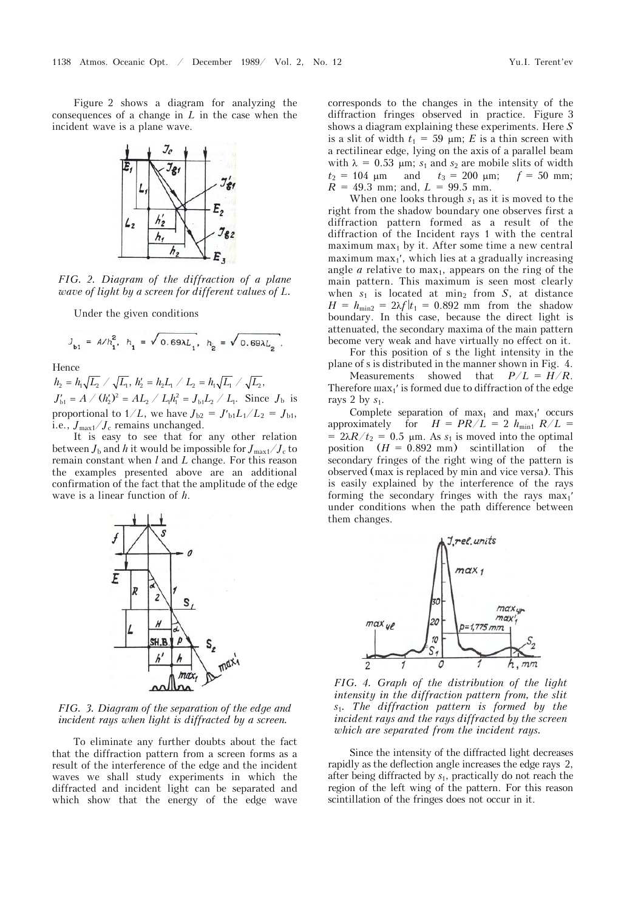Figure 2 shows a diagram for analyzing the consequences of a change in $L$ in the case when the incident wave is a plane wave.

*FIG. 2. Diagram of the diffraction of a plane wave of light by a screen for different values of $L$.*

Under the given conditions

$$J_{b1} = A/h_1^2, \quad h_1 = \sqrt{0.69\lambda L_1}, \quad h_2 = \sqrt{0.69\lambda L_2}.$$

Hence

$h_2 = h_1\sqrt{L_2} / \sqrt{L_1}$, $h_2' = h_2 L_1 / L_2 = h_1\sqrt{L_1} / \sqrt{L_2}$, $J_{b1}' = A / (h_2')^2 = AL_2 / L_1 h_1^2 = J_{b1} L_2 / L_1$. Since $J_b$ is proportional to $1/L$, we have $J_{b2} = J'_{b1} L_1 / L_2 = J_{b1}$, i.e., $J_{\max 1}/J_c$ remains unchanged.

It is easy to see that for any other relation between $J_b$ and $h$ it would be impossible for $J_{\max 1}/J_c$ to remain constant when $l$ and $L$ change. For this reason the examples presented above are an additional confirmation of the fact that the amplitude of the edge wave is a linear function of $h$.

*FIG. 3. Diagram of the separation of the edge and incident rays when light is diffracted by a screen.*

To eliminate any further doubts about the fact that the diffraction pattern from a screen forms as a result of the interference of the edge and the incident waves we shall study experiments in which the diffracted and incident light can be separated and which show that the energy of the edge wave corresponds to the changes in the intensity of the diffraction fringes observed in practice. Figure 3 shows a diagram explaining these experiments. Here $S$ is a slit of width $t_1 = 59$ μm; $E$ is a thin screen with a rectilinear edge, lying on the axis of a parallel beam with $\lambda = 0.53$ μm; $s_1$ and $s_2$ are mobile slits of width $t_2 = 104$ μm and $t_3 = 200$ μm; $f = 50$ mm; $R = 49.3$ mm; and, $L = 99.5$ mm.

When one looks through $s_1$ as it is moved to the right from the shadow boundary one observes first a diffraction pattern formed as a result of the diffraction of the Incident rays 1 with the central maximum $\max_1$ by it. After some time a new central maximum $\max_1'$, which lies at a gradually increasing angle $a$ relative to $\max_1$, appears on the ring of the main pattern. This maximum is seen most clearly when $s_1$ is located at $\min_2$ from $S$, at distance $H = h_{\min 2} = 2\lambda f/t_1 = 0.892$ mm from the shadow boundary. In this case, because the direct light is attenuated, the secondary maxima of the main pattern become very weak and have virtually no effect on it.

For this position of s the light intensity in the plane of s is distributed in the manner shown in Fig. 4.

Measurements showed that $P/L = H/R$. Therefore $\max_1'$ is formed due to diffraction of the edge rays 2 by $s_1$.

Complete separation of $\max_1$ and $\max_1'$ occurs approximately for $H = PR/L = 2\, h_{\min 1}\, R/L = 2\lambda R/t_2 = 0.5$ μm. As $s_1$ is moved into the optimal position ($H = 0.892$ mm) scintillation of the secondary fringes of the right wing of the pattern is observed (max is replaced by min and vice versa). This is easily explained by the interference of the rays forming the secondary fringes with the rays $\max_1'$ under conditions when the path difference between them changes.

*FIG. 4. Graph of the distribution of the light intensity in the diffraction pattern from, the slit $s_1$. The diffraction pattern is formed by the incident rays and the rays diffracted by the screen which are separated from the incident rays.*

Since the intensity of the diffracted light decreases rapidly as the deflection angle increases the edge rays 2, after being diffracted by $s_1$, practically do not reach the region of the left wing of the pattern. For this reason scintillation of the fringes does not occur in it.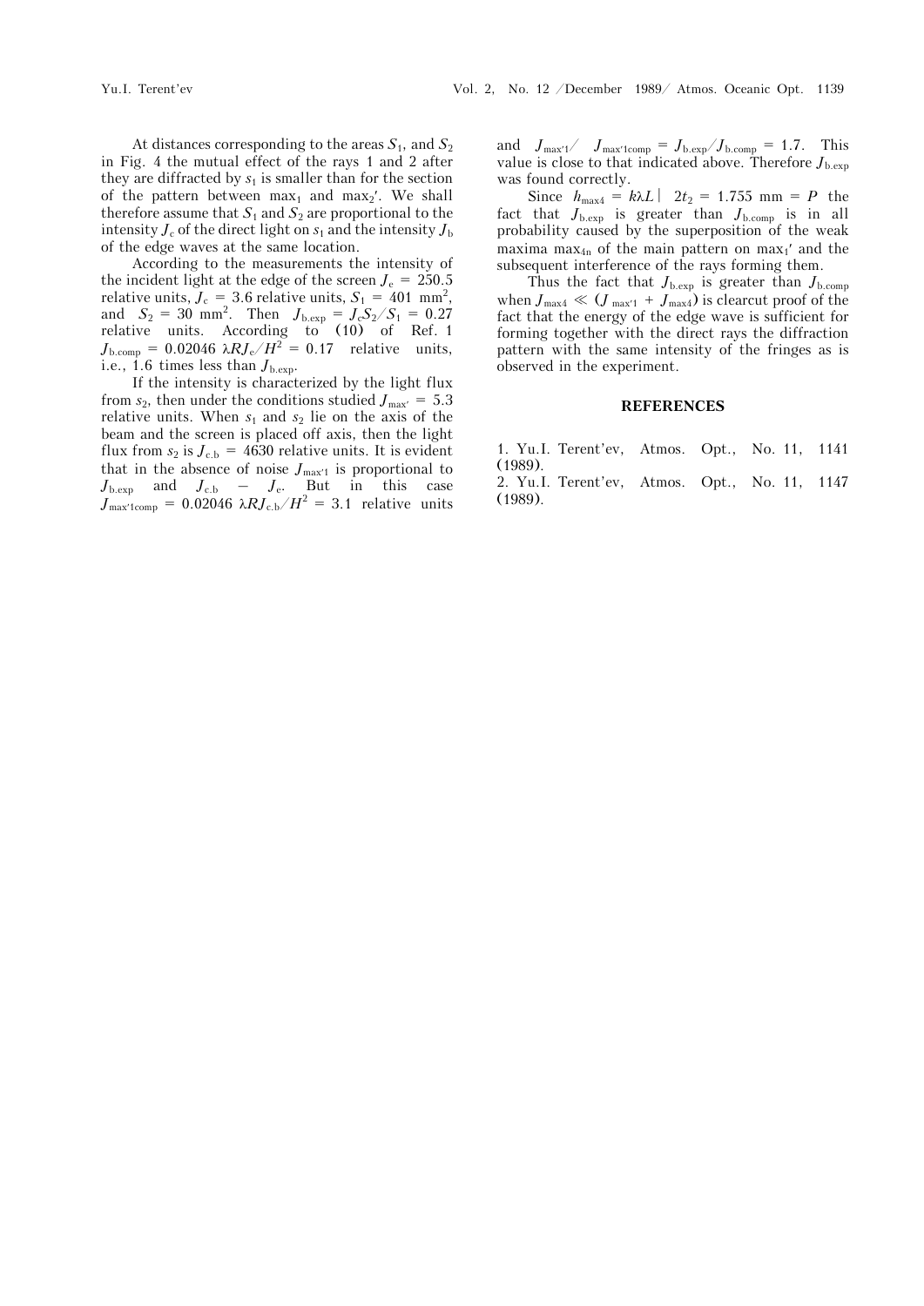At distances corresponding to the areas $S_1$, and $S_2$ in Fig. 4 the mutual effect of the rays 1 and 2 after they are diffracted by $s_1$ is smaller than for the section of the pattern between $\max_1$ and $\max_2'$. We shall therefore assume that $S_1$ and $S_2$ are proportional to the intensity $J_c$ of the direct light on $s_1$ and the intensity $J_b$ of the edge waves at the same location.

According to the measurements the intensity of the incident light at the edge of the screen $J_e = 250.5$ relative units, $J_c = 3.6$ relative units, $S_1 = 401$ mm$^2$, and $S_2 = 30$ mm$^2$. Then $J_{b.exp} = J_c S_2/S_1 = 0.27$ relative units. According to (10) of Ref. 1 $J_{b.comp} = 0.02046\ \lambda R J_e/H^2 = 0.17$ relative units, i.e., 1.6 times less than $J_{b.exp}$.

If the intensity is characterized by the light flux from $s_2$, then under the conditions studied $J_{\max'} = 5.3$ relative units. When $s_1$ and $s_2$ lie on the axis of the beam and the screen is placed off axis, then the light flux from $s_2$ is $J_{c.b} = 4630$ relative units. It is evident that in the absence of noise $J_{\max'1}$ is proportional to $J_{b.exp}$ and $J_{c.b} - J_e$. But in this case $J_{\max'1comp} = 0.02046\ \lambda R J_{c.b}/H^2 = 3.1$ relative units and $J_{\max'1}/J_{\max'1comp} = J_{b.exp}/J_{b.comp} = 1.7$. This value is close to that indicated above. Therefore $J_{b.exp}$ was found correctly.

Since $h_{\max 4} = k\lambda L|\ 2t_2 = 1.755$ mm $= P$ the fact that $J_{b.exp}$ is greater than $J_{b.comp}$ is in all probability caused by the superposition of the weak maxima $\max_{4n}$ of the main pattern on $\max_1'$ and the subsequent interference of the rays forming them.

Thus the fact that $J_{b.exp}$ is greater than $J_{b.comp}$ when $J_{\max 4} \ll (J_{\max'1} + J_{\max 4})$ is clearcut proof of the fact that the energy of the edge wave is sufficient for forming together with the direct rays the diffraction pattern with the same intensity of the fringes as is observed in the experiment.

## REFERENCES

1. Yu.I. Terent'ev, Atmos. Opt., No. 11, 1141 (1989).
2. Yu.I. Terent'ev, Atmos. Opt., No. 11, 1147 (1989).